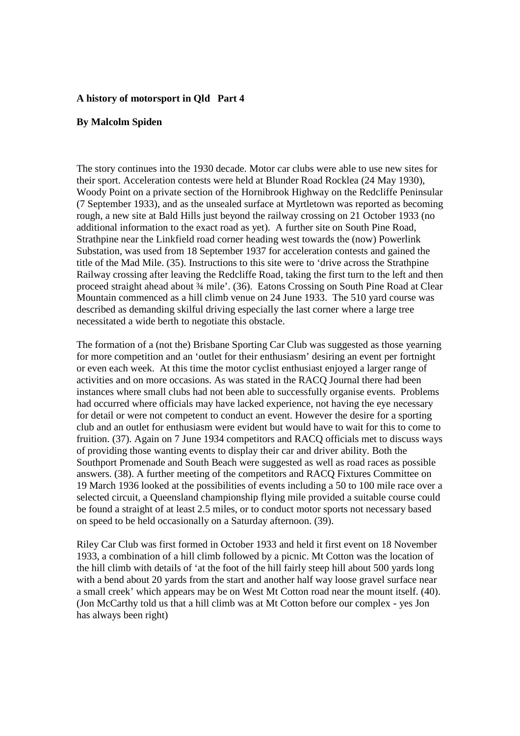**A history of motorsport in Qld Part 4**

**By Malcolm Spiden**

The story continues into the 1930 decade. Motor car clubs were able to use new sites for their sport. Acceleration contests were held at Blunder Road Rocklea (24 May 1930), Woody Point on a private section of the Hornibrook Highway on the Redcliffe Peninsular (7 September 1933), and as the unsealed surface at Myrtletown was reported as becoming rough, a new site at Bald Hills just beyond the railway crossing on 21 October 1933 (no additional information to the exact road as yet). A further site on South Pine Road, Strathpine near the Linkfield road corner heading west towards the (now) Powerlink Substation, was used from 18 September 1937 for acceleration contests and gained the title of the Mad Mile. (35). Instructions to this site were to 'drive across the Strathpine Railway crossing after leaving the Redcliffe Road, taking the first turn to the left and then proceed straight ahead about ¾ mile'. (36). Eatons Crossing on South Pine Road at Clear Mountain commenced as a hill climb venue on 24 June 1933. The 510 yard course was described as demanding skilful driving especially the last corner where a large tree necessitated a wide berth to negotiate this obstacle.

The formation of a (not the) Brisbane Sporting Car Club was suggested as those yearning for more competition and an 'outlet for their enthusiasm' desiring an event per fortnight or even each week. At this time the motor cyclist enthusiast enjoyed a larger range of activities and on more occasions. As was stated in the RACQ Journal there had been instances where small clubs had not been able to successfully organise events. Problems had occurred where officials may have lacked experience, not having the eye necessary for detail or were not competent to conduct an event. However the desire for a sporting club and an outlet for enthusiasm were evident but would have to wait for this to come to fruition. (37). Again on 7 June 1934 competitors and RACQ officials met to discuss ways of providing those wanting events to display their car and driver ability. Both the Southport Promenade and South Beach were suggested as well as road races as possible answers. (38). A further meeting of the competitors and RACQ Fixtures Committee on 19 March 1936 looked at the possibilities of events including a 50 to 100 mile race over a selected circuit, a Queensland championship flying mile provided a suitable course could be found a straight of at least 2.5 miles, or to conduct motor sports not necessary based on speed to be held occasionally on a Saturday afternoon. (39).

Riley Car Club was first formed in October 1933 and held it first event on 18 November 1933, a combination of a hill climb followed by a picnic. Mt Cotton was the location of the hill climb with details of 'at the foot of the hill fairly steep hill about 500 yards long with a bend about 20 yards from the start and another half way loose gravel surface near a small creek' which appears may be on West Mt Cotton road near the mount itself. (40). (Jon McCarthy told us that a hill climb was at Mt Cotton before our complex - yes Jon has always been right)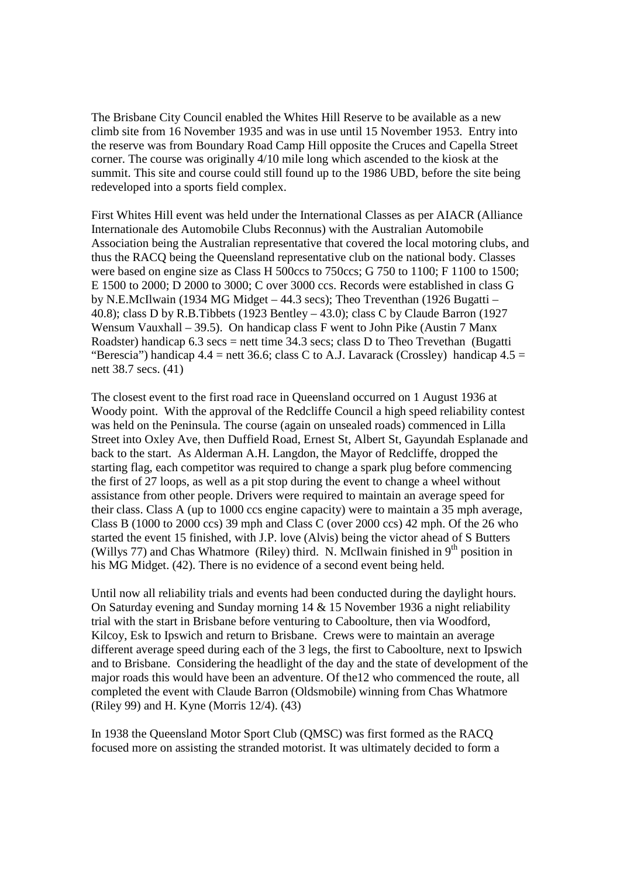The Brisbane City Council enabled the Whites Hill Reserve to be available as a new climb site from 16 November 1935 and was in use until 15 November 1953. Entry into the reserve was from Boundary Road Camp Hill opposite the Cruces and Capella Street corner. The course was originally 4/10 mile long which ascended to the kiosk at the summit. This site and course could still found up to the 1986 UBD, before the site being redeveloped into a sports field complex.

First Whites Hill event was held under the International Classes as per AIACR (Alliance Internationale des Automobile Clubs Reconnus) with the Australian Automobile Association being the Australian representative that covered the local motoring clubs, and thus the RACQ being the Queensland representative club on the national body. Classes were based on engine size as Class H 500ccs to 750ccs; G 750 to 1100; F 1100 to 1500; E 1500 to 2000; D 2000 to 3000; C over 3000 ccs. Records were established in class G by N.E.McIlwain (1934 MG Midget – 44.3 secs); Theo Treventhan (1926 Bugatti – 40.8); class D by R.B.Tibbets (1923 Bentley – 43.0); class C by Claude Barron (1927 Wensum Vauxhall – 39.5). On handicap class F went to John Pike (Austin 7 Manx Roadster) handicap 6.3 secs = nett time 34.3 secs; class D to Theo Trevethan (Bugatti "Berescia") handicap 4.4 = nett 36.6; class C to A.J. Lavarack (Crossley) handicap 4.5 = nett 38.7 secs. (41)

The closest event to the first road race in Queensland occurred on 1 August 1936 at Woody point. With the approval of the Redcliffe Council a high speed reliability contest was held on the Peninsula. The course (again on unsealed roads) commenced in Lilla Street into Oxley Ave, then Duffield Road, Ernest St, Albert St, Gayundah Esplanade and back to the start. As Alderman A.H. Langdon, the Mayor of Redcliffe, dropped the starting flag, each competitor was required to change a spark plug before commencing the first of 27 loops, as well as a pit stop during the event to change a wheel without assistance from other people. Drivers were required to maintain an average speed for their class. Class A (up to 1000 ccs engine capacity) were to maintain a 35 mph average, Class B (1000 to 2000 ccs) 39 mph and Class C (over 2000 ccs) 42 mph. Of the 26 who started the event 15 finished, with J.P. love (Alvis) being the victor ahead of S Butters (Willys 77) and Chas Whatmore (Riley) third. N. McIlwain finished in 9th position in his MG Midget. (42). There is no evidence of a second event being held.

Until now all reliability trials and events had been conducted during the daylight hours. On Saturday evening and Sunday morning 14 & 15 November 1936 a night reliability trial with the start in Brisbane before venturing to Caboolture, then via Woodford, Kilcoy, Esk to Ipswich and return to Brisbane. Crews were to maintain an average different average speed during each of the 3 legs, the first to Caboolture, next to Ipswich and to Brisbane. Considering the headlight of the day and the state of development of the major roads this would have been an adventure. Of the12 who commenced the route, all completed the event with Claude Barron (Oldsmobile) winning from Chas Whatmore (Riley 99) and H. Kyne (Morris 12/4). (43)

In 1938 the Queensland Motor Sport Club (QMSC) was first formed as the RACQ focused more on assisting the stranded motorist. It was ultimately decided to form a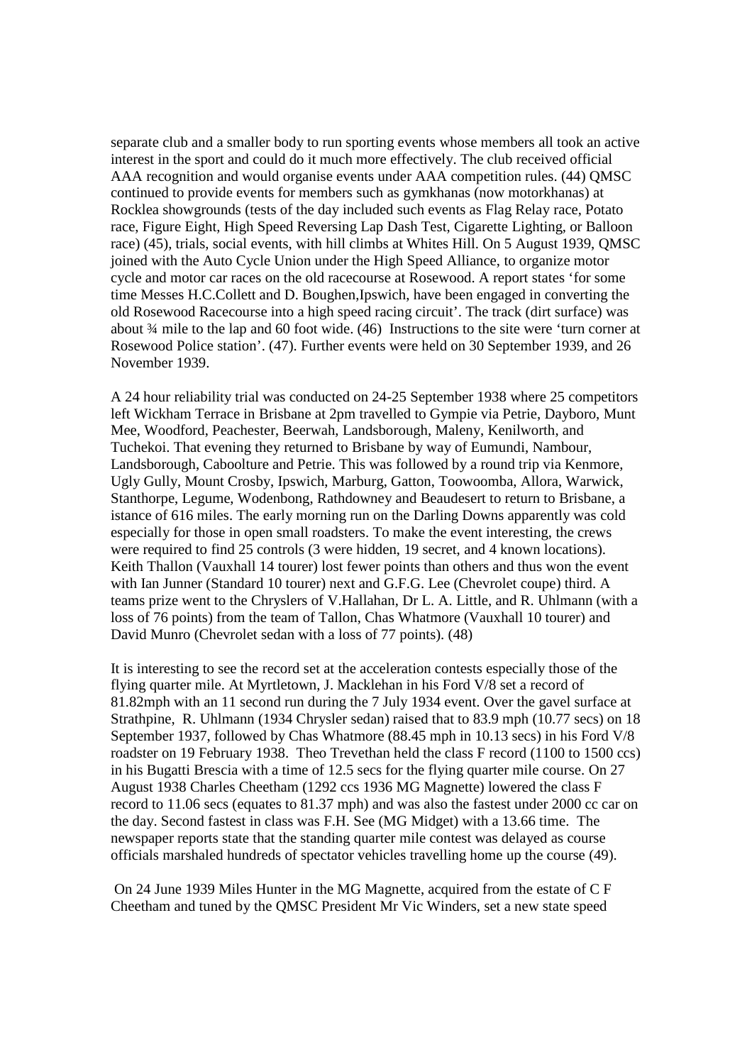separate club and a smaller body to run sporting events whose members all took an active interest in the sport and could do it much more effectively. The club received official AAA recognition and would organise events under AAA competition rules. (44) QMSC continued to provide events for members such as gymkhanas (now motorkhanas) at Rocklea showgrounds (tests of the day included such events as Flag Relay race, Potato race, Figure Eight, High Speed Reversing Lap Dash Test, Cigarette Lighting, or Balloon race) (45), trials, social events, with hill climbs at Whites Hill. On 5 August 1939, QMSC joined with the Auto Cycle Union under the High Speed Alliance, to organize motor cycle and motor car races on the old racecourse at Rosewood. A report states 'for some time Messes H.C.Collett and D. Boughen,Ipswich, have been engaged in converting the old Rosewood Racecourse into a high speed racing circuit'. The track (dirt surface) was about ¾ mile to the lap and 60 foot wide. (46) Instructions to the site were 'turn corner at Rosewood Police station'. (47). Further events were held on 30 September 1939, and 26 November 1939.

A 24 hour reliability trial was conducted on 24-25 September 1938 where 25 competitors left Wickham Terrace in Brisbane at 2pm travelled to Gympie via Petrie, Dayboro, Munt Mee, Woodford, Peachester, Beerwah, Landsborough, Maleny, Kenilworth, and Tuchekoi. That evening they returned to Brisbane by way of Eumundi, Nambour, Landsborough, Caboolture and Petrie. This was followed by a round trip via Kenmore, Ugly Gully, Mount Crosby, Ipswich, Marburg, Gatton, Toowoomba, Allora, Warwick, Stanthorpe, Legume, Wodenbong, Rathdowney and Beaudesert to return to Brisbane, a istance of 616 miles. The early morning run on the Darling Downs apparently was cold especially for those in open small roadsters. To make the event interesting, the crews were required to find 25 controls (3 were hidden, 19 secret, and 4 known locations). Keith Thallon (Vauxhall 14 tourer) lost fewer points than others and thus won the event with Ian Junner (Standard 10 tourer) next and G.F.G. Lee (Chevrolet coupe) third. A teams prize went to the Chryslers of V.Hallahan, Dr L. A. Little, and R. Uhlmann (with a loss of 76 points) from the team of Tallon, Chas Whatmore (Vauxhall 10 tourer) and David Munro (Chevrolet sedan with a loss of 77 points). (48)

It is interesting to see the record set at the acceleration contests especially those of the flying quarter mile. At Myrtletown, J. Macklehan in his Ford V/8 set a record of 81.82mph with an 11 second run during the 7 July 1934 event. Over the gavel surface at Strathpine, R. Uhlmann (1934 Chrysler sedan) raised that to 83.9 mph (10.77 secs) on 18 September 1937, followed by Chas Whatmore (88.45 mph in 10.13 secs) in his Ford V/8 roadster on 19 February 1938. Theo Trevethan held the class F record (1100 to 1500 ccs) in his Bugatti Brescia with a time of 12.5 secs for the flying quarter mile course. On 27 August 1938 Charles Cheetham (1292 ccs 1936 MG Magnette) lowered the class F record to 11.06 secs (equates to 81.37 mph) and was also the fastest under 2000 cc car on the day. Second fastest in class was F.H. See (MG Midget) with a 13.66 time. The newspaper reports state that the standing quarter mile contest was delayed as course officials marshaled hundreds of spectator vehicles travelling home up the course (49).

On 24 June 1939 Miles Hunter in the MG Magnette, acquired from the estate of C F Cheetham and tuned by the QMSC President Mr Vic Winders, set a new state speed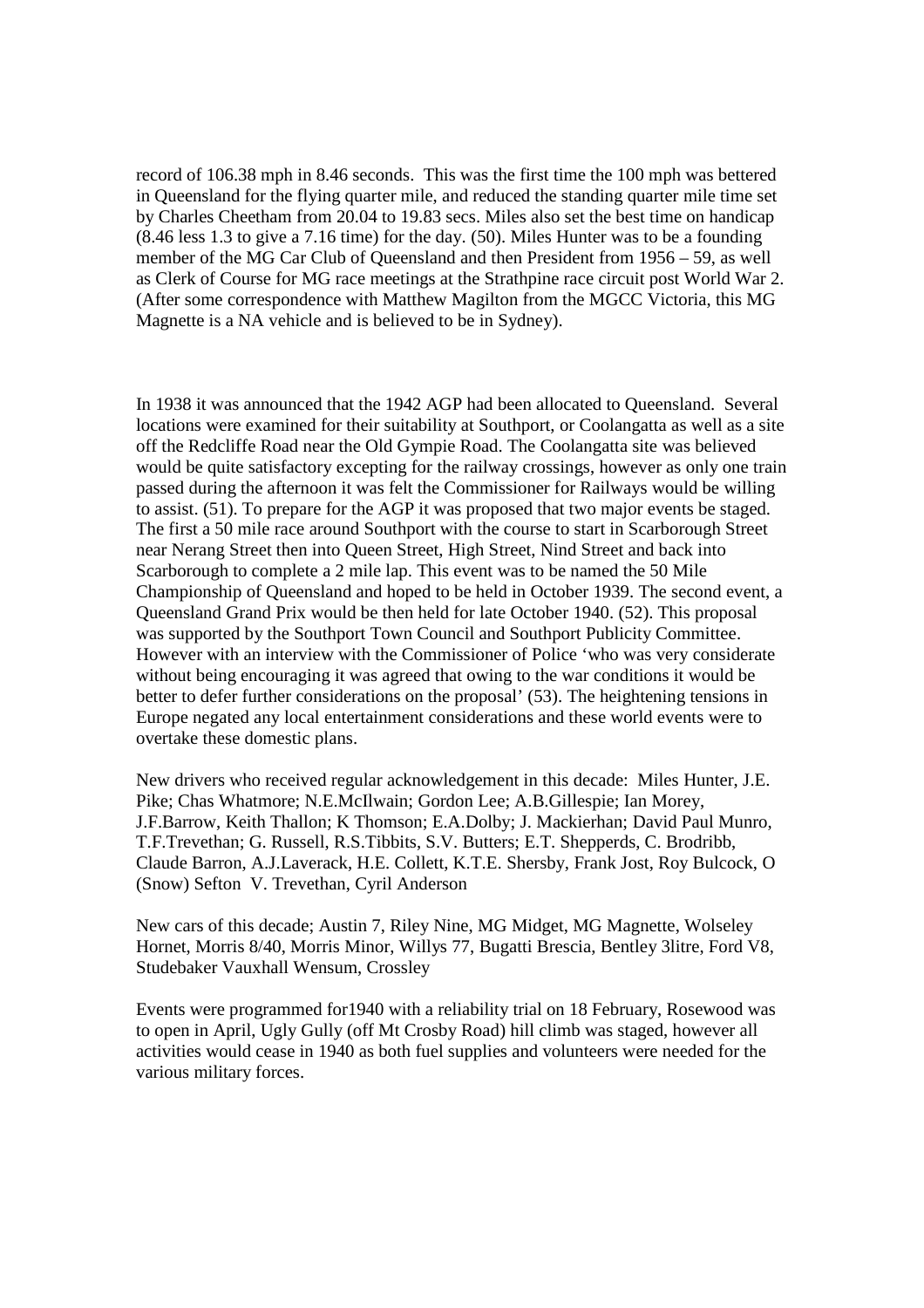record of 106.38 mph in 8.46 seconds. This was the first time the 100 mph was bettered in Queensland for the flying quarter mile, and reduced the standing quarter mile time set by Charles Cheetham from 20.04 to 19.83 secs. Miles also set the best time on handicap (8.46 less 1.3 to give a 7.16 time) for the day. (50). Miles Hunter was to be a founding member of the MG Car Club of Queensland and then President from 1956 – 59, as well as Clerk of Course for MG race meetings at the Strathpine race circuit post World War 2. (After some correspondence with Matthew Magilton from the MGCC Victoria, this MG Magnette is a NA vehicle and is believed to be in Sydney).

In 1938 it was announced that the 1942 AGP had been allocated to Queensland. Several locations were examined for their suitability at Southport, or Coolangatta as well as a site off the Redcliffe Road near the Old Gympie Road. The Coolangatta site was believed would be quite satisfactory excepting for the railway crossings, however as only one train passed during the afternoon it was felt the Commissioner for Railways would be willing to assist. (51). To prepare for the AGP it was proposed that two major events be staged. The first a 50 mile race around Southport with the course to start in Scarborough Street near Nerang Street then into Queen Street, High Street, Nind Street and back into Scarborough to complete a 2 mile lap. This event was to be named the 50 Mile Championship of Queensland and hoped to be held in October 1939. The second event, a Queensland Grand Prix would be then held for late October 1940. (52). This proposal was supported by the Southport Town Council and Southport Publicity Committee. However with an interview with the Commissioner of Police 'who was very considerate without being encouraging it was agreed that owing to the war conditions it would be better to defer further considerations on the proposal' (53). The heightening tensions in Europe negated any local entertainment considerations and these world events were to overtake these domestic plans.

New drivers who received regular acknowledgement in this decade: Miles Hunter, J.E. Pike; Chas Whatmore; N.E.McIlwain; Gordon Lee; A.B.Gillespie; Ian Morey, J.F.Barrow, Keith Thallon; K Thomson; E.A.Dolby; J. Mackierhan; David Paul Munro, T.F.Trevethan; G. Russell, R.S.Tibbits, S.V. Butters; E.T. Shepperds, C. Brodribb, Claude Barron, A.J.Laverack, H.E. Collett, K.T.E. Shersby, Frank Jost, Roy Bulcock, O (Snow) Sefton V. Trevethan, Cyril Anderson

New cars of this decade; Austin 7, Riley Nine, MG Midget, MG Magnette, Wolseley Hornet, Morris 8/40, Morris Minor, Willys 77, Bugatti Brescia, Bentley 3litre, Ford V8, Studebaker Vauxhall Wensum, Crossley

Events were programmed for1940 with a reliability trial on 18 February, Rosewood was to open in April, Ugly Gully (off Mt Crosby Road) hill climb was staged, however all activities would cease in 1940 as both fuel supplies and volunteers were needed for the various military forces.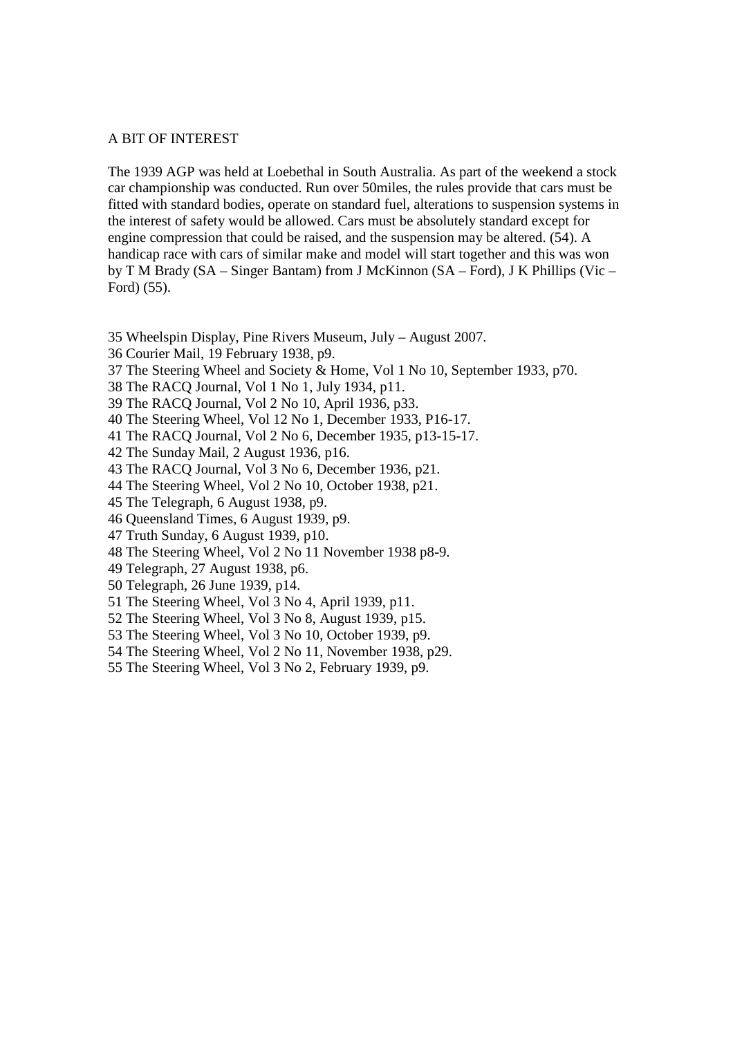A BIT OF INTEREST

The 1939 AGP was held at Loebethal in South Australia. As part of the weekend a stock car championship was conducted. Run over 50miles, the rules provide that cars must be fitted with standard bodies, operate on standard fuel, alterations to suspension systems in the interest of safety would be allowed. Cars must be absolutely standard except for engine compression that could be raised, and the suspension may be altered. (54). A handicap race with cars of similar make and model will start together and this was won by T M Brady (SA – Singer Bantam) from J McKinnon (SA – Ford), J K Phillips (Vic – Ford) (55).

35 Wheelspin Display, Pine Rivers Museum, July – August 2007.
36 Courier Mail, 19 February 1938, p9.
37 The Steering Wheel and Society & Home, Vol 1 No 10, September 1933, p70.
38 The RACQ Journal, Vol 1 No 1, July 1934, p11.
39 The RACQ Journal, Vol 2 No 10, April 1936, p33.
40 The Steering Wheel, Vol 12 No 1, December 1933, P16-17.
41 The RACQ Journal, Vol 2 No 6, December 1935, p13-15-17.
42 The Sunday Mail, 2 August 1936, p16.
43 The RACQ Journal, Vol 3 No 6, December 1936, p21.
44 The Steering Wheel, Vol 2 No 10, October 1938, p21.
45 The Telegraph, 6 August 1938, p9.
46 Queensland Times, 6 August 1939, p9.
47 Truth Sunday, 6 August 1939, p10.
48 The Steering Wheel, Vol 2 No 11 November 1938 p8-9.
49 Telegraph, 27 August 1938, p6.
50 Telegraph, 26 June 1939, p14.
51 The Steering Wheel, Vol 3 No 4, April 1939, p11.
52 The Steering Wheel, Vol 3 No 8, August 1939, p15.
53 The Steering Wheel, Vol 3 No 10, October 1939, p9.
54 The Steering Wheel, Vol 2 No 11, November 1938, p29.
55 The Steering Wheel, Vol 3 No 2, February 1939, p9.